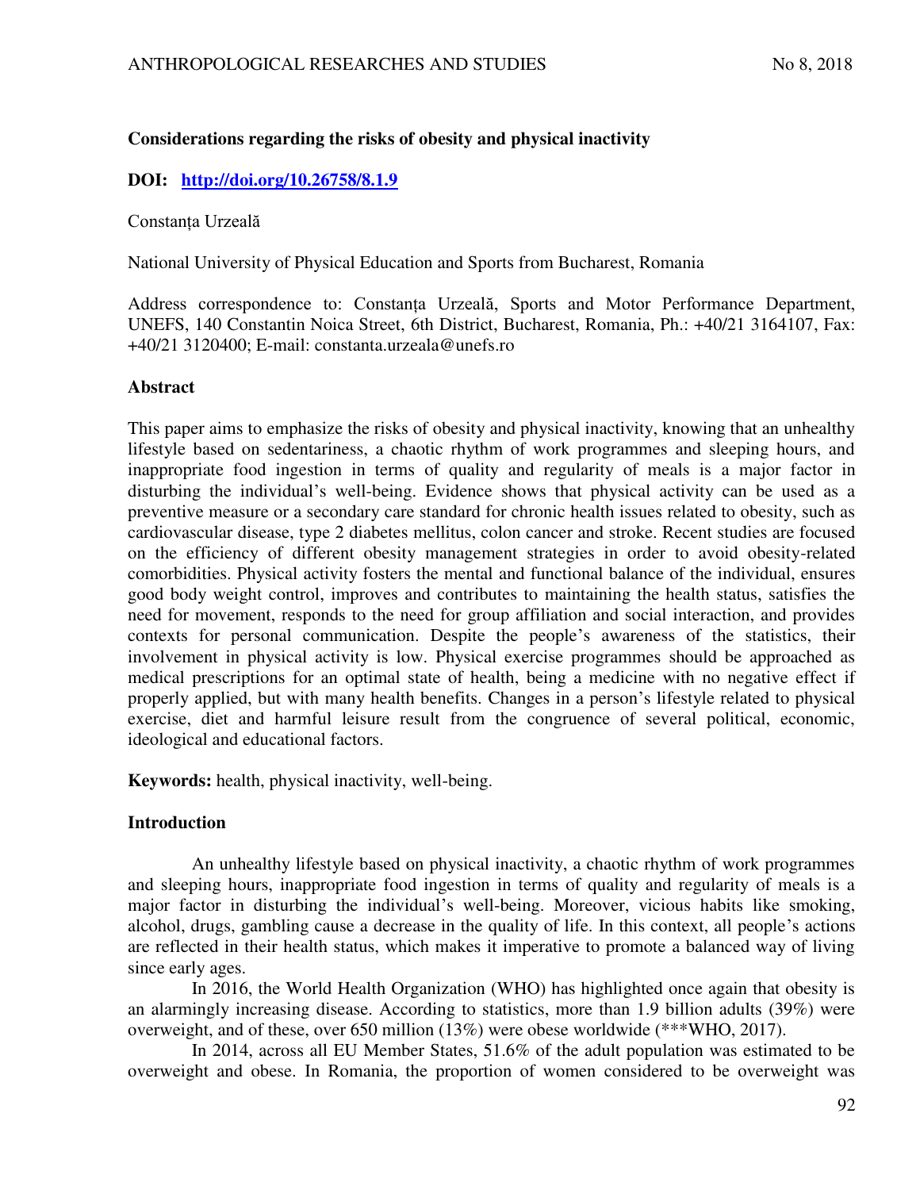# Considerations regarding the risks of obesity and physical inactivity

**DOI: [http://doi.org/10.26758/8.1.9](http://doi.org/10.26758/8.1.9)**

Constanța Urzeală

National University of Physical Education and Sports from Bucharest, Romania

Address correspondence to: Constanța Urzeală, Sports and Motor Performance Department, UNEFS, 140 Constantin Noica Street, 6th District, Bucharest, Romania, Ph.: +40/21 3164107, Fax: +40/21 3120400; E-mail: constanta.urzeala@unefs.ro

## Abstract

This paper aims to emphasize the risks of obesity and physical inactivity, knowing that an unhealthy lifestyle based on sedentariness, a chaotic rhythm of work programmes and sleeping hours, and inappropriate food ingestion in terms of quality and regularity of meals is a major factor in disturbing the individual's well-being. Evidence shows that physical activity can be used as a preventive measure or a secondary care standard for chronic health issues related to obesity, such as cardiovascular disease, type 2 diabetes mellitus, colon cancer and stroke. Recent studies are focused on the efficiency of different obesity management strategies in order to avoid obesity-related comorbidities. Physical activity fosters the mental and functional balance of the individual, ensures good body weight control, improves and contributes to maintaining the health status, satisfies the need for movement, responds to the need for group affiliation and social interaction, and provides contexts for personal communication. Despite the people's awareness of the statistics, their involvement in physical activity is low. Physical exercise programmes should be approached as medical prescriptions for an optimal state of health, being a medicine with no negative effect if properly applied, but with many health benefits. Changes in a person's lifestyle related to physical exercise, diet and harmful leisure result from the congruence of several political, economic, ideological and educational factors.

**Keywords:** health, physical inactivity, well-being.

## Introduction

An unhealthy lifestyle based on physical inactivity, a chaotic rhythm of work programmes and sleeping hours, inappropriate food ingestion in terms of quality and regularity of meals is a major factor in disturbing the individual's well-being. Moreover, vicious habits like smoking, alcohol, drugs, gambling cause a decrease in the quality of life. In this context, all people's actions are reflected in their health status, which makes it imperative to promote a balanced way of living since early ages.

In 2016, the World Health Organization (WHO) has highlighted once again that obesity is an alarmingly increasing disease. According to statistics, more than 1.9 billion adults (39%) were overweight, and of these, over 650 million (13%) were obese worldwide (***WHO, 2017).

In 2014, across all EU Member States, 51.6% of the adult population was estimated to be overweight and obese. In Romania, the proportion of women considered to be overweight was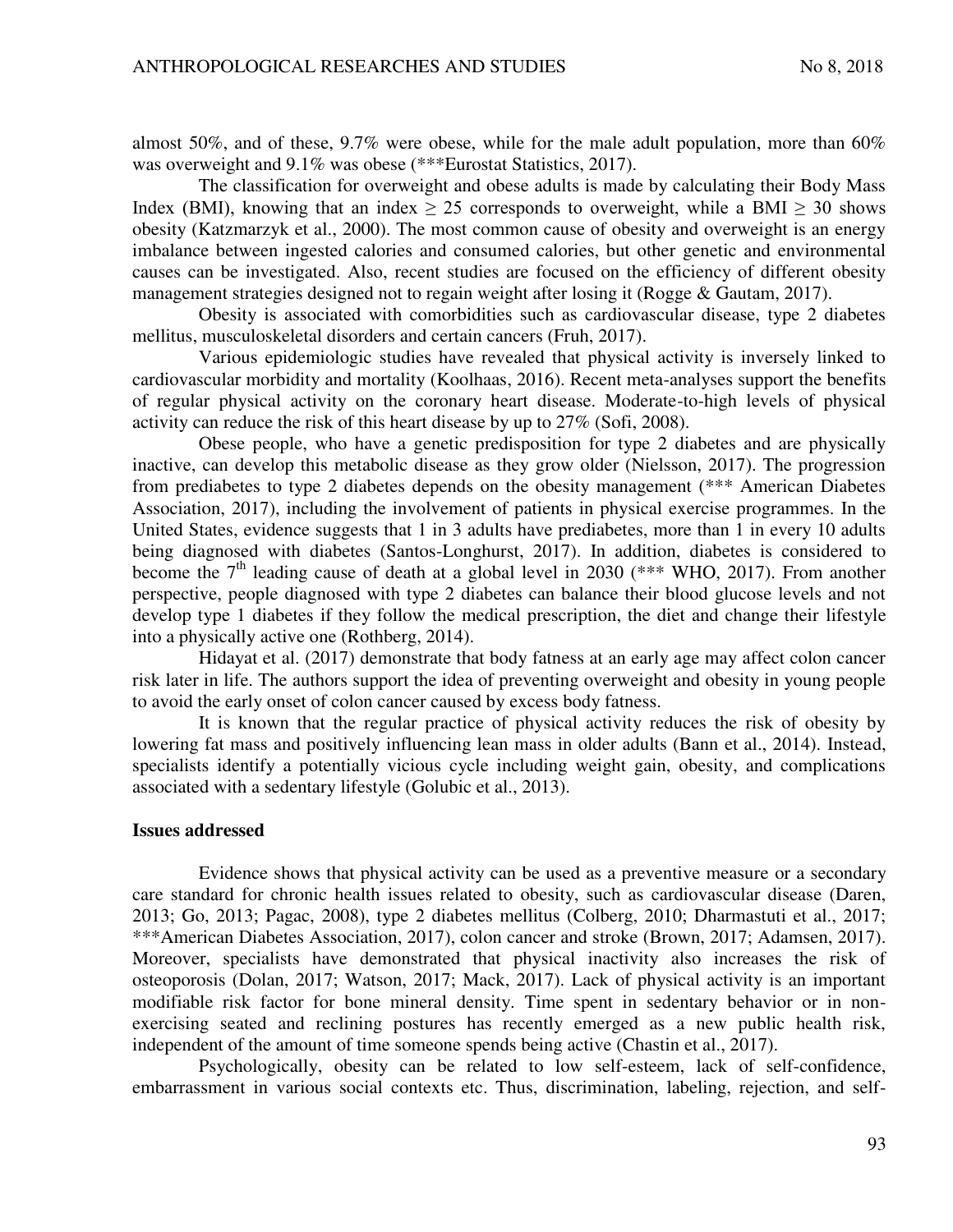almost 50%, and of these, 9.7% were obese, while for the male adult population, more than 60% was overweight and 9.1% was obese (***Eurostat Statistics, 2017).

The classification for overweight and obese adults is made by calculating their Body Mass Index (BMI), knowing that an index $\geq 25$ corresponds to overweight, while a BMI $\geq 30$ shows obesity (Katzmarzyk et al., 2000). The most common cause of obesity and overweight is an energy imbalance between ingested calories and consumed calories, but other genetic and environmental causes can be investigated. Also, recent studies are focused on the efficiency of different obesity management strategies designed not to regain weight after losing it (Rogge & Gautam, 2017).

Obesity is associated with comorbidities such as cardiovascular disease, type 2 diabetes mellitus, musculoskeletal disorders and certain cancers (Fruh, 2017).

Various epidemiologic studies have revealed that physical activity is inversely linked to cardiovascular morbidity and mortality (Koolhaas, 2016). Recent meta-analyses support the benefits of regular physical activity on the coronary heart disease. Moderate-to-high levels of physical activity can reduce the risk of this heart disease by up to 27% (Sofi, 2008).

Obese people, who have a genetic predisposition for type 2 diabetes and are physically inactive, can develop this metabolic disease as they grow older (Nielsson, 2017). The progression from prediabetes to type 2 diabetes depends on the obesity management (*** American Diabetes Association, 2017), including the involvement of patients in physical exercise programmes. In the United States, evidence suggests that 1 in 3 adults have prediabetes, more than 1 in every 10 adults being diagnosed with diabetes (Santos-Longhurst, 2017). In addition, diabetes is considered to become the 7th leading cause of death at a global level in 2030 (*** WHO, 2017). From another perspective, people diagnosed with type 2 diabetes can balance their blood glucose levels and not develop type 1 diabetes if they follow the medical prescription, the diet and change their lifestyle into a physically active one (Rothberg, 2014).

Hidayat et al. (2017) demonstrate that body fatness at an early age may affect colon cancer risk later in life. The authors support the idea of preventing overweight and obesity in young people to avoid the early onset of colon cancer caused by excess body fatness.

It is known that the regular practice of physical activity reduces the risk of obesity by lowering fat mass and positively influencing lean mass in older adults (Bann et al., 2014). Instead, specialists identify a potentially vicious cycle including weight gain, obesity, and complications associated with a sedentary lifestyle (Golubic et al., 2013).

## Issues addressed

Evidence shows that physical activity can be used as a preventive measure or a secondary care standard for chronic health issues related to obesity, such as cardiovascular disease (Daren, 2013; Go, 2013; Pagac, 2008), type 2 diabetes mellitus (Colberg, 2010; Dharmastuti et al., 2017; ***American Diabetes Association, 2017), colon cancer and stroke (Brown, 2017; Adamsen, 2017). Moreover, specialists have demonstrated that physical inactivity also increases the risk of osteoporosis (Dolan, 2017; Watson, 2017; Mack, 2017). Lack of physical activity is an important modifiable risk factor for bone mineral density. Time spent in sedentary behavior or in non-exercising seated and reclining postures has recently emerged as a new public health risk, independent of the amount of time someone spends being active (Chastin et al., 2017).

Psychologically, obesity can be related to low self-esteem, lack of self-confidence, embarrassment in various social contexts etc. Thus, discrimination, labeling, rejection, and self-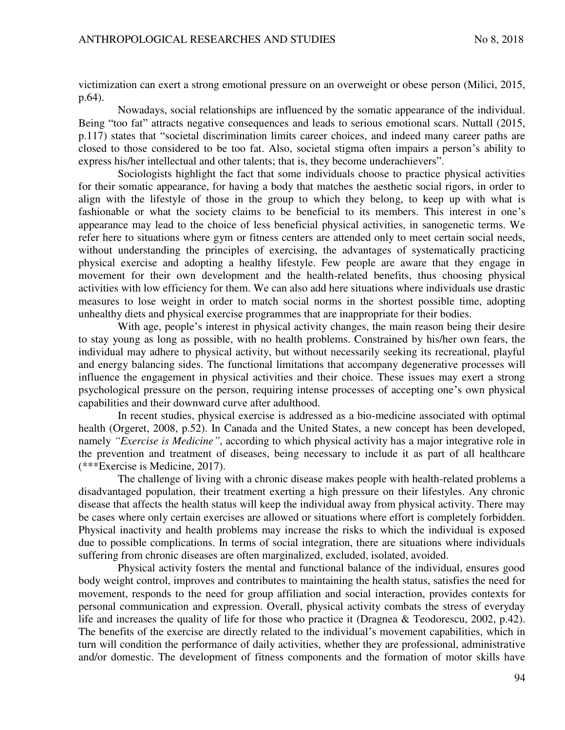victimization can exert a strong emotional pressure on an overweight or obese person (Milici, 2015, p.64).

Nowadays, social relationships are influenced by the somatic appearance of the individual. Being "too fat" attracts negative consequences and leads to serious emotional scars. Nuttall (2015, p.117) states that "societal discrimination limits career choices, and indeed many career paths are closed to those considered to be too fat. Also, societal stigma often impairs a person's ability to express his/her intellectual and other talents; that is, they become underachievers".

Sociologists highlight the fact that some individuals choose to practice physical activities for their somatic appearance, for having a body that matches the aesthetic social rigors, in order to align with the lifestyle of those in the group to which they belong, to keep up with what is fashionable or what the society claims to be beneficial to its members. This interest in one's appearance may lead to the choice of less beneficial physical activities, in sanogenetic terms. We refer here to situations where gym or fitness centers are attended only to meet certain social needs, without understanding the principles of exercising, the advantages of systematically practicing physical exercise and adopting a healthy lifestyle. Few people are aware that they engage in movement for their own development and the health-related benefits, thus choosing physical activities with low efficiency for them. We can also add here situations where individuals use drastic measures to lose weight in order to match social norms in the shortest possible time, adopting unhealthy diets and physical exercise programmes that are inappropriate for their bodies.

With age, people's interest in physical activity changes, the main reason being their desire to stay young as long as possible, with no health problems. Constrained by his/her own fears, the individual may adhere to physical activity, but without necessarily seeking its recreational, playful and energy balancing sides. The functional limitations that accompany degenerative processes will influence the engagement in physical activities and their choice. These issues may exert a strong psychological pressure on the person, requiring intense processes of accepting one's own physical capabilities and their downward curve after adulthood.

In recent studies, physical exercise is addressed as a bio-medicine associated with optimal health (Orgeret, 2008, p.52). In Canada and the United States, a new concept has been developed, namely *"Exercise is Medicine"*, according to which physical activity has a major integrative role in the prevention and treatment of diseases, being necessary to include it as part of all healthcare (***Exercise is Medicine, 2017).

The challenge of living with a chronic disease makes people with health-related problems a disadvantaged population, their treatment exerting a high pressure on their lifestyles. Any chronic disease that affects the health status will keep the individual away from physical activity. There may be cases where only certain exercises are allowed or situations where effort is completely forbidden. Physical inactivity and health problems may increase the risks to which the individual is exposed due to possible complications. In terms of social integration, there are situations where individuals suffering from chronic diseases are often marginalized, excluded, isolated, avoided.

Physical activity fosters the mental and functional balance of the individual, ensures good body weight control, improves and contributes to maintaining the health status, satisfies the need for movement, responds to the need for group affiliation and social interaction, provides contexts for personal communication and expression. Overall, physical activity combats the stress of everyday life and increases the quality of life for those who practice it (Dragnea & Teodorescu, 2002, p.42). The benefits of the exercise are directly related to the individual's movement capabilities, which in turn will condition the performance of daily activities, whether they are professional, administrative and/or domestic. The development of fitness components and the formation of motor skills have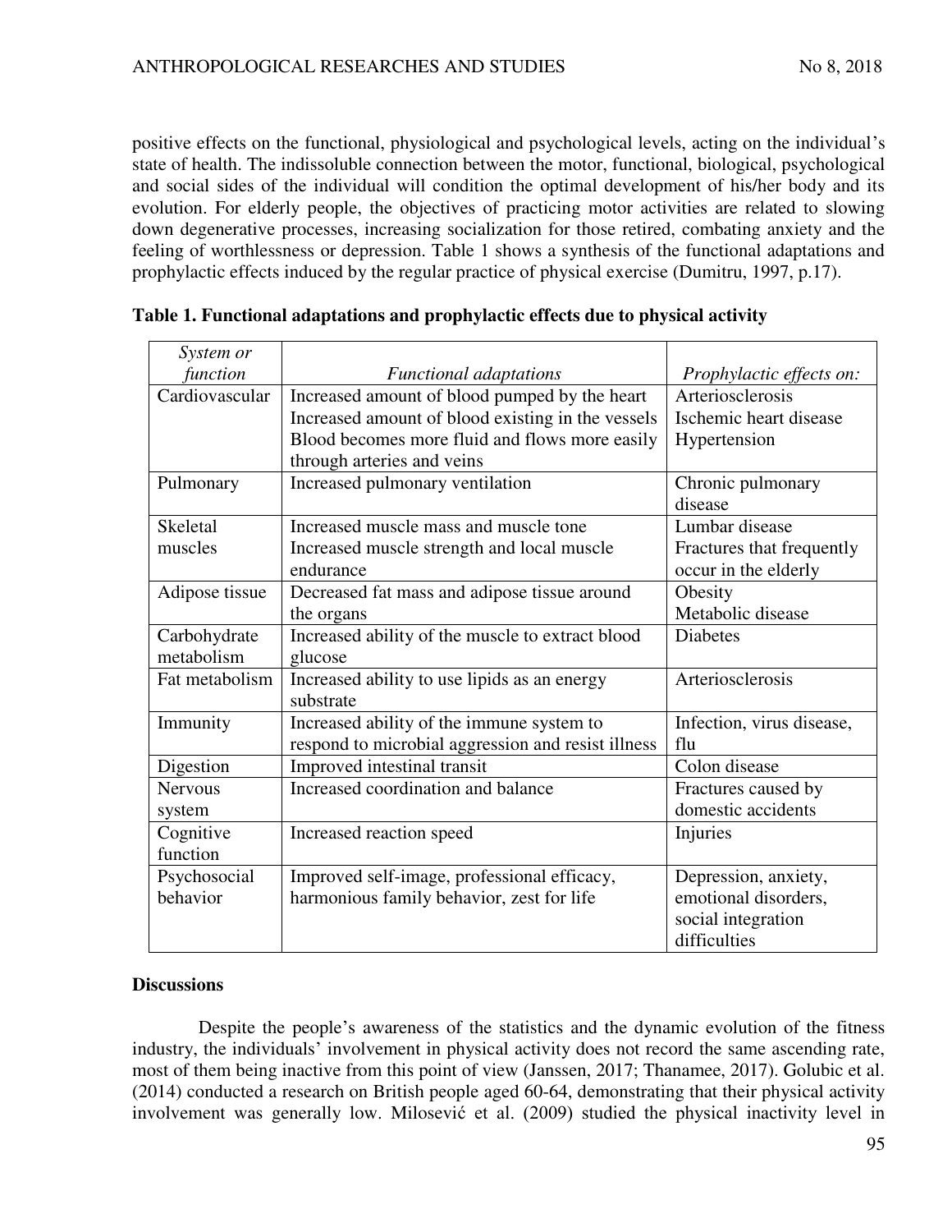positive effects on the functional, physiological and psychological levels, acting on the individual's state of health. The indissoluble connection between the motor, functional, biological, psychological and social sides of the individual will condition the optimal development of his/her body and its evolution. For elderly people, the objectives of practicing motor activities are related to slowing down degenerative processes, increasing socialization for those retired, combating anxiety and the feeling of worthlessness or depression. Table 1 shows a synthesis of the functional adaptations and prophylactic effects induced by the regular practice of physical exercise (Dumitru, 1997, p.17).

**Table 1. Functional adaptations and prophylactic effects due to physical activity**

| *System or function* | *Functional adaptations* | *Prophylactic effects on:* |
|---|---|---|
| Cardiovascular | Increased amount of blood pumped by the heart<br>Increased amount of blood existing in the vessels<br>Blood becomes more fluid and flows more easily through arteries and veins | Arteriosclerosis<br>Ischemic heart disease<br>Hypertension |
| Pulmonary | Increased pulmonary ventilation | Chronic pulmonary disease |
| Skeletal muscles | Increased muscle mass and muscle tone<br>Increased muscle strength and local muscle endurance | Lumbar disease<br>Fractures that frequently occur in the elderly |
| Adipose tissue | Decreased fat mass and adipose tissue around the organs | Obesity<br>Metabolic disease |
| Carbohydrate metabolism | Increased ability of the muscle to extract blood glucose | Diabetes |
| Fat metabolism | Increased ability to use lipids as an energy substrate | Arteriosclerosis |
| Immunity | Increased ability of the immune system to respond to microbial aggression and resist illness | Infection, virus disease, flu |
| Digestion | Improved intestinal transit | Colon disease |
| Nervous system | Increased coordination and balance | Fractures caused by domestic accidents |
| Cognitive function | Increased reaction speed | Injuries |
| Psychosocial behavior | Improved self-image, professional efficacy, harmonious family behavior, zest for life | Depression, anxiety, emotional disorders, social integration difficulties |

## Discussions

Despite the people's awareness of the statistics and the dynamic evolution of the fitness industry, the individuals' involvement in physical activity does not record the same ascending rate, most of them being inactive from this point of view (Janssen, 2017; Thanamee, 2017). Golubic et al. (2014) conducted a research on British people aged 60-64, demonstrating that their physical activity involvement was generally low. Milosević et al. (2009) studied the physical inactivity level in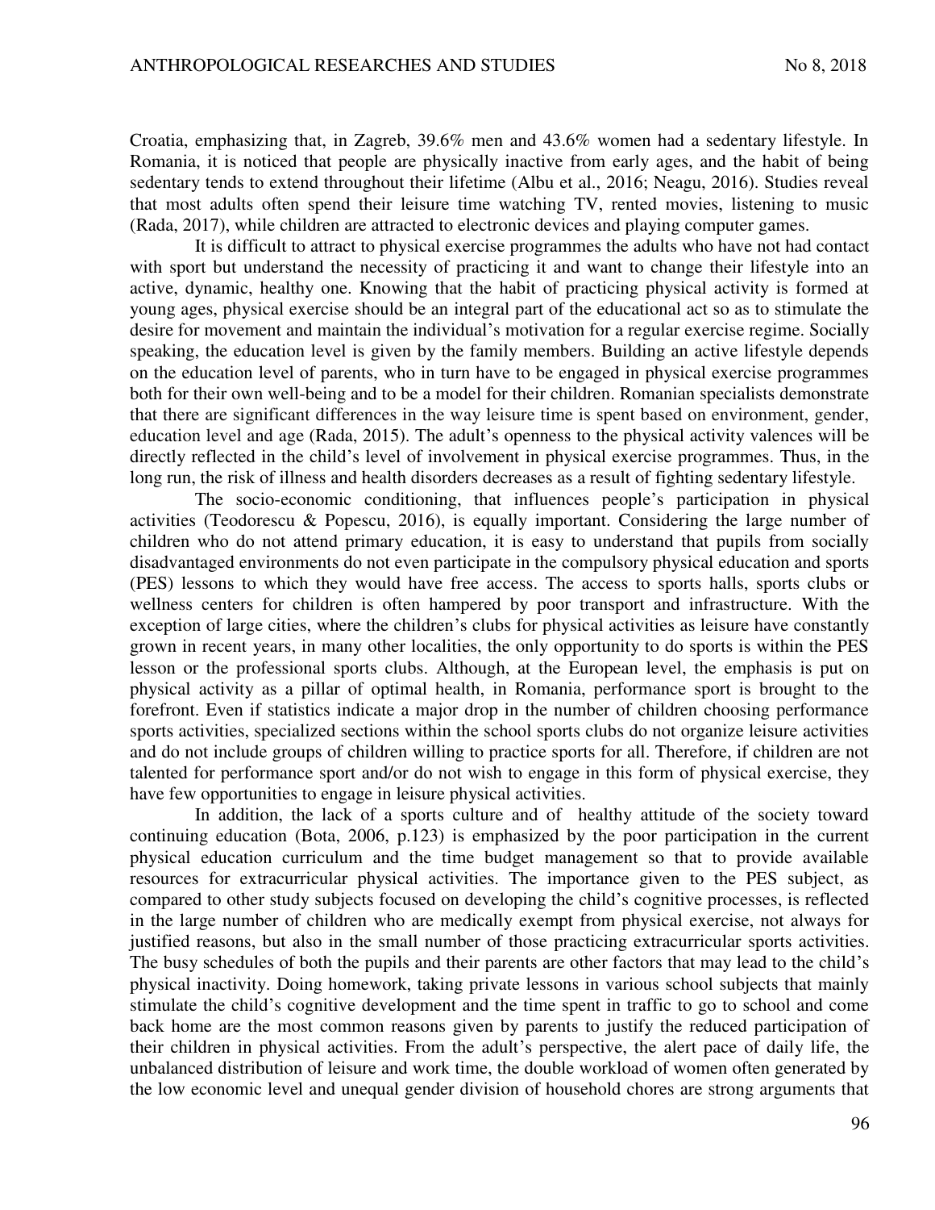Croatia, emphasizing that, in Zagreb, 39.6% men and 43.6% women had a sedentary lifestyle. In Romania, it is noticed that people are physically inactive from early ages, and the habit of being sedentary tends to extend throughout their lifetime (Albu et al., 2016; Neagu, 2016). Studies reveal that most adults often spend their leisure time watching TV, rented movies, listening to music (Rada, 2017), while children are attracted to electronic devices and playing computer games.

It is difficult to attract to physical exercise programmes the adults who have not had contact with sport but understand the necessity of practicing it and want to change their lifestyle into an active, dynamic, healthy one. Knowing that the habit of practicing physical activity is formed at young ages, physical exercise should be an integral part of the educational act so as to stimulate the desire for movement and maintain the individual's motivation for a regular exercise regime. Socially speaking, the education level is given by the family members. Building an active lifestyle depends on the education level of parents, who in turn have to be engaged in physical exercise programmes both for their own well-being and to be a model for their children. Romanian specialists demonstrate that there are significant differences in the way leisure time is spent based on environment, gender, education level and age (Rada, 2015). The adult's openness to the physical activity valences will be directly reflected in the child's level of involvement in physical exercise programmes. Thus, in the long run, the risk of illness and health disorders decreases as a result of fighting sedentary lifestyle.

The socio-economic conditioning, that influences people's participation in physical activities (Teodorescu & Popescu, 2016), is equally important. Considering the large number of children who do not attend primary education, it is easy to understand that pupils from socially disadvantaged environments do not even participate in the compulsory physical education and sports (PES) lessons to which they would have free access. The access to sports halls, sports clubs or wellness centers for children is often hampered by poor transport and infrastructure. With the exception of large cities, where the children's clubs for physical activities as leisure have constantly grown in recent years, in many other localities, the only opportunity to do sports is within the PES lesson or the professional sports clubs. Although, at the European level, the emphasis is put on physical activity as a pillar of optimal health, in Romania, performance sport is brought to the forefront. Even if statistics indicate a major drop in the number of children choosing performance sports activities, specialized sections within the school sports clubs do not organize leisure activities and do not include groups of children willing to practice sports for all. Therefore, if children are not talented for performance sport and/or do not wish to engage in this form of physical exercise, they have few opportunities to engage in leisure physical activities.

In addition, the lack of a sports culture and of healthy attitude of the society toward continuing education (Bota, 2006, p.123) is emphasized by the poor participation in the current physical education curriculum and the time budget management so that to provide available resources for extracurricular physical activities. The importance given to the PES subject, as compared to other study subjects focused on developing the child's cognitive processes, is reflected in the large number of children who are medically exempt from physical exercise, not always for justified reasons, but also in the small number of those practicing extracurricular sports activities. The busy schedules of both the pupils and their parents are other factors that may lead to the child's physical inactivity. Doing homework, taking private lessons in various school subjects that mainly stimulate the child's cognitive development and the time spent in traffic to go to school and come back home are the most common reasons given by parents to justify the reduced participation of their children in physical activities. From the adult's perspective, the alert pace of daily life, the unbalanced distribution of leisure and work time, the double workload of women often generated by the low economic level and unequal gender division of household chores are strong arguments that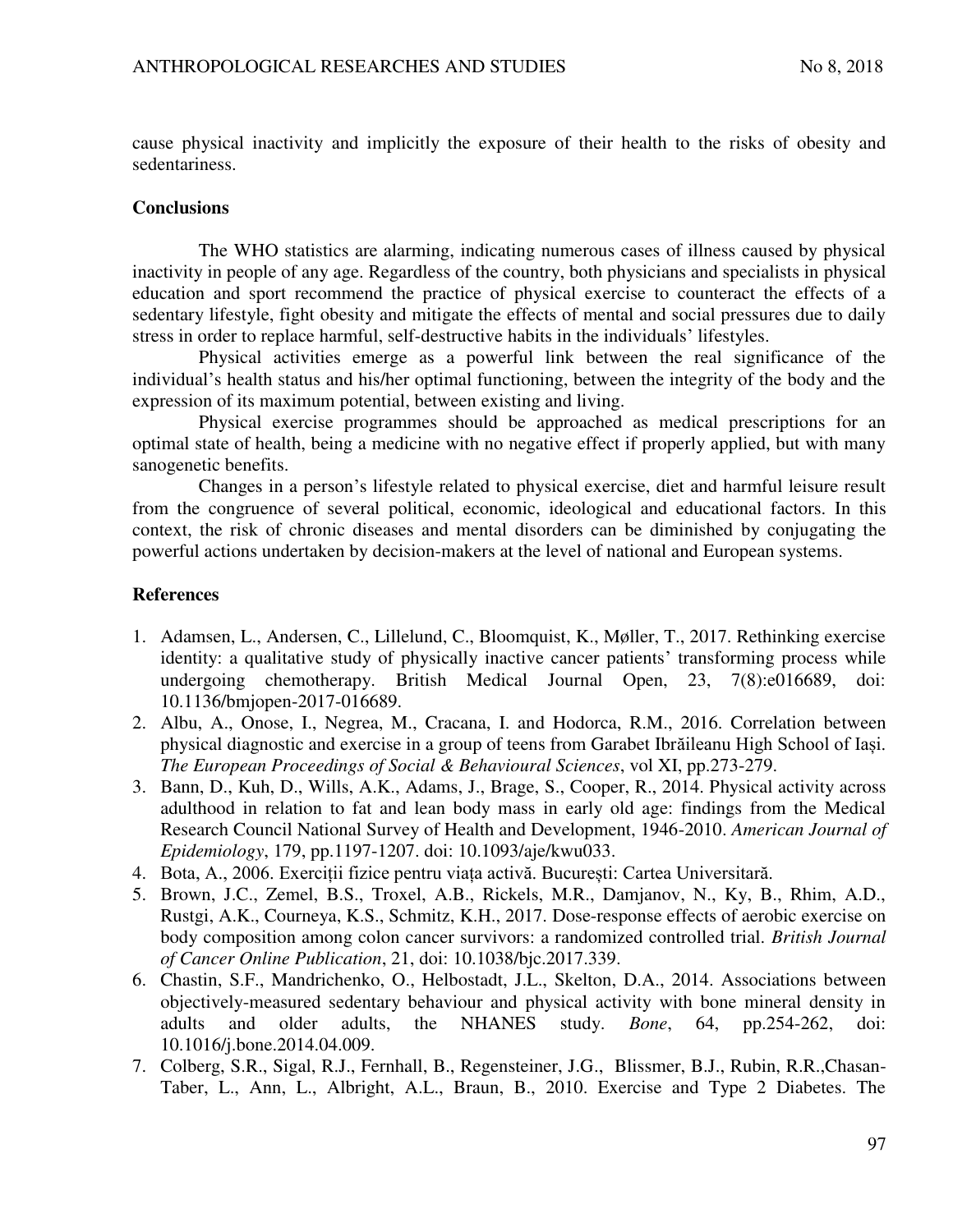cause physical inactivity and implicitly the exposure of their health to the risks of obesity and sedentariness.

## Conclusions

The WHO statistics are alarming, indicating numerous cases of illness caused by physical inactivity in people of any age. Regardless of the country, both physicians and specialists in physical education and sport recommend the practice of physical exercise to counteract the effects of a sedentary lifestyle, fight obesity and mitigate the effects of mental and social pressures due to daily stress in order to replace harmful, self-destructive habits in the individuals' lifestyles.

Physical activities emerge as a powerful link between the real significance of the individual's health status and his/her optimal functioning, between the integrity of the body and the expression of its maximum potential, between existing and living.

Physical exercise programmes should be approached as medical prescriptions for an optimal state of health, being a medicine with no negative effect if properly applied, but with many sanogenetic benefits.

Changes in a person's lifestyle related to physical exercise, diet and harmful leisure result from the congruence of several political, economic, ideological and educational factors. In this context, the risk of chronic diseases and mental disorders can be diminished by conjugating the powerful actions undertaken by decision-makers at the level of national and European systems.

## References

1. Adamsen, L., Andersen, C., Lillelund, C., Bloomquist, K., Møller, T., 2017. Rethinking exercise identity: a qualitative study of physically inactive cancer patients' transforming process while undergoing chemotherapy. British Medical Journal Open, 23, 7(8):e016689, doi: 10.1136/bmjopen-2017-016689.
2. Albu, A., Onose, I., Negrea, M., Cracana, I. and Hodorca, R.M., 2016. Correlation between physical diagnostic and exercise in a group of teens from Garabet Ibrăileanu High School of Iași. *The European Proceedings of Social & Behavioural Sciences*, vol XI, pp.273-279.
3. Bann, D., Kuh, D., Wills, A.K., Adams, J., Brage, S., Cooper, R., 2014. Physical activity across adulthood in relation to fat and lean body mass in early old age: findings from the Medical Research Council National Survey of Health and Development, 1946-2010. *American Journal of Epidemiology*, 179, pp.1197-1207. doi: 10.1093/aje/kwu033.
4. Bota, A., 2006. Exercițiii fizice pentru viața activă. București: Cartea Universitară.
5. Brown, J.C., Zemel, B.S., Troxel, A.B., Rickels, M.R., Damjanov, N., Ky, B., Rhim, A.D., Rustgi, A.K., Courneya, K.S., Schmitz, K.H., 2017. Dose-response effects of aerobic exercise on body composition among colon cancer survivors: a randomized controlled trial. *British Journal of Cancer Online Publication*, 21, doi: 10.1038/bjc.2017.339.
6. Chastin, S.F., Mandrichenko, O., Helbostadt, J.L., Skelton, D.A., 2014. Associations between objectively-measured sedentary behaviour and physical activity with bone mineral density in adults and older adults, the NHANES study. *Bone*, 64, pp.254-262, doi: 10.1016/j.bone.2014.04.009.
7. Colberg, S.R., Sigal, R.J., Fernhall, B., Regensteiner, J.G., Blissmer, B.J., Rubin, R.R.,Chasan-Taber, L., Ann, L., Albright, A.L., Braun, B., 2010. Exercise and Type 2 Diabetes. The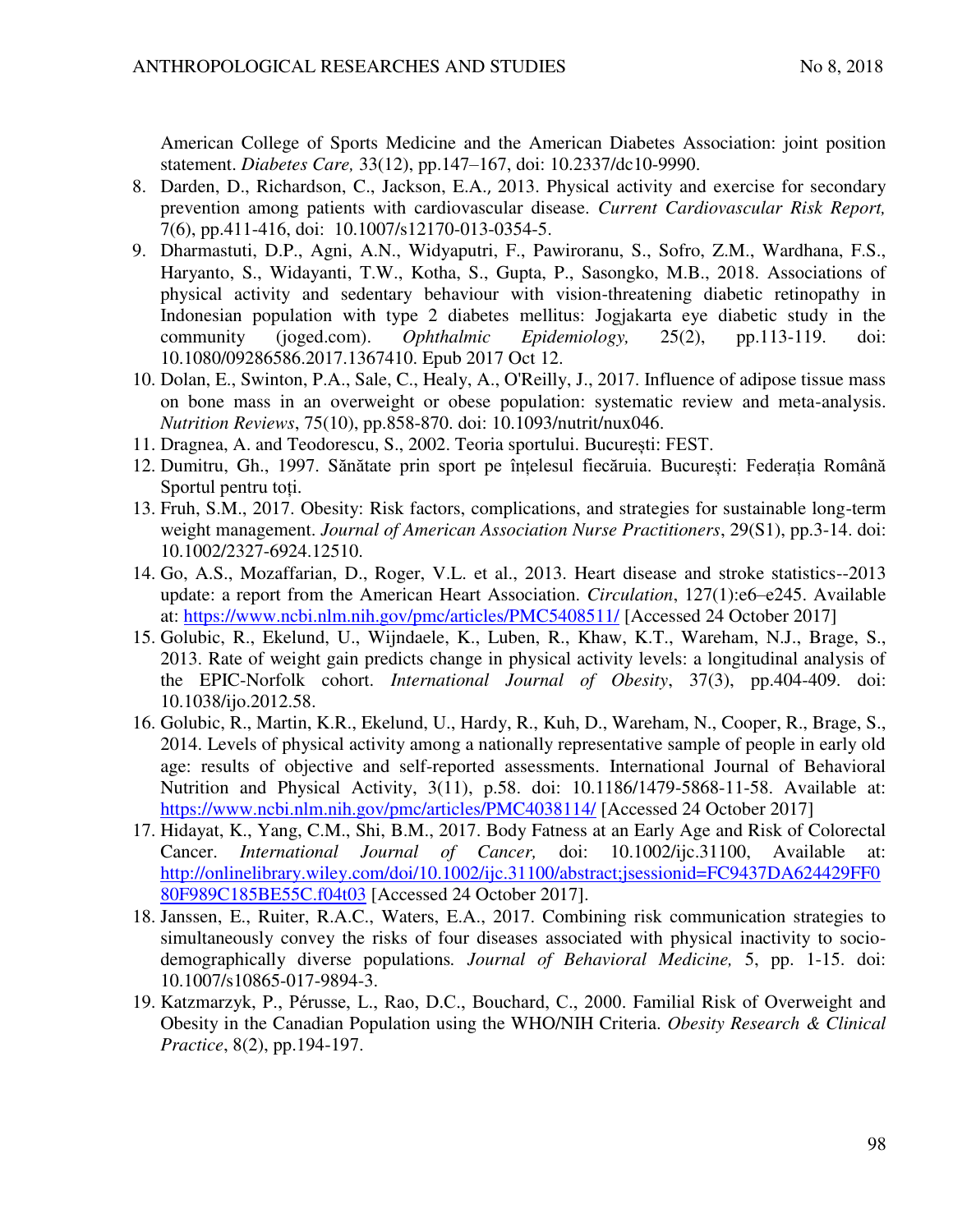American College of Sports Medicine and the American Diabetes Association: joint position statement. *Diabetes Care,* 33(12), pp.147–167, doi: 10.2337/dc10-9990.

8. Darden, D., Richardson, C., Jackson, E.A., 2013. Physical activity and exercise for secondary prevention among patients with cardiovascular disease. *Current Cardiovascular Risk Report,* 7(6), pp.411-416, doi: 10.1007/s12170-013-0354-5.
9. Dharmastuti, D.P., Agni, A.N., Widyaputri, F., Pawiroranu, S., Sofro, Z.M., Wardhana, F.S., Haryanto, S., Widayanti, T.W., Kotha, S., Gupta, P., Sasongko, M.B., 2018. Associations of physical activity and sedentary behaviour with vision-threatening diabetic retinopathy in Indonesian population with type 2 diabetes mellitus: Jogjakarta eye diabetic study in the community (joged.com). *Ophthalmic Epidemiology,* 25(2), pp.113-119. doi: 10.1080/09286586.2017.1367410. Epub 2017 Oct 12.
10. Dolan, E., Swinton, P.A., Sale, C., Healy, A., O'Reilly, J., 2017. Influence of adipose tissue mass on bone mass in an overweight or obese population: systematic review and meta-analysis. *Nutrition Reviews*, 75(10), pp.858-870. doi: 10.1093/nutrit/nux046.
11. Dragnea, A. and Teodorescu, S., 2002. Teoria sportului. București: FEST.
12. Dumitru, Gh., 1997. Sănătate prin sport pe înțelesul fiecăruia. București: Federația Română Sportul pentru toți.
13. Fruh, S.M., 2017. Obesity: Risk factors, complications, and strategies for sustainable long-term weight management. *Journal of American Association Nurse Practitioners*, 29(S1), pp.3-14. doi: 10.1002/2327-6924.12510.
14. Go, A.S., Mozaffarian, D., Roger, V.L. et al., 2013. Heart disease and stroke statistics--2013 update: a report from the American Heart Association. *Circulation*, 127(1):e6–e245. Available at: https://www.ncbi.nlm.nih.gov/pmc/articles/PMC5408511/ [Accessed 24 October 2017]
15. Golubic, R., Ekelund, U., Wijndaele, K., Luben, R., Khaw, K.T., Wareham, N.J., Brage, S., 2013. Rate of weight gain predicts change in physical activity levels: a longitudinal analysis of the EPIC-Norfolk cohort. *International Journal of Obesity*, 37(3), pp.404-409. doi: 10.1038/ijo.2012.58.
16. Golubic, R., Martin, K.R., Ekelund, U., Hardy, R., Kuh, D., Wareham, N., Cooper, R., Brage, S., 2014. Levels of physical activity among a nationally representative sample of people in early old age: results of objective and self-reported assessments. International Journal of Behavioral Nutrition and Physical Activity, 3(11), p.58. doi: 10.1186/1479-5868-11-58. Available at: https://www.ncbi.nlm.nih.gov/pmc/articles/PMC4038114/ [Accessed 24 October 2017]
17. Hidayat, K., Yang, C.M., Shi, B.M., 2017. Body Fatness at an Early Age and Risk of Colorectal Cancer. *International Journal of Cancer,* doi: 10.1002/ijc.31100, Available at: http://onlinelibrary.wiley.com/doi/10.1002/ijc.31100/abstract;jsessionid=FC9437DA624429FF080F989C185BE55C.f04t03 [Accessed 24 October 2017].
18. Janssen, E., Ruiter, R.A.C., Waters, E.A., 2017. Combining risk communication strategies to simultaneously convey the risks of four diseases associated with physical inactivity to socio-demographically diverse populations*. Journal of Behavioral Medicine,* 5, pp. 1-15. doi: 10.1007/s10865-017-9894-3.
19. Katzmarzyk, P., Pérusse, L., Rao, D.C., Bouchard, C., 2000. Familial Risk of Overweight and Obesity in the Canadian Population using the WHO/NIH Criteria. *Obesity Research & Clinical Practice*, 8(2), pp.194-197.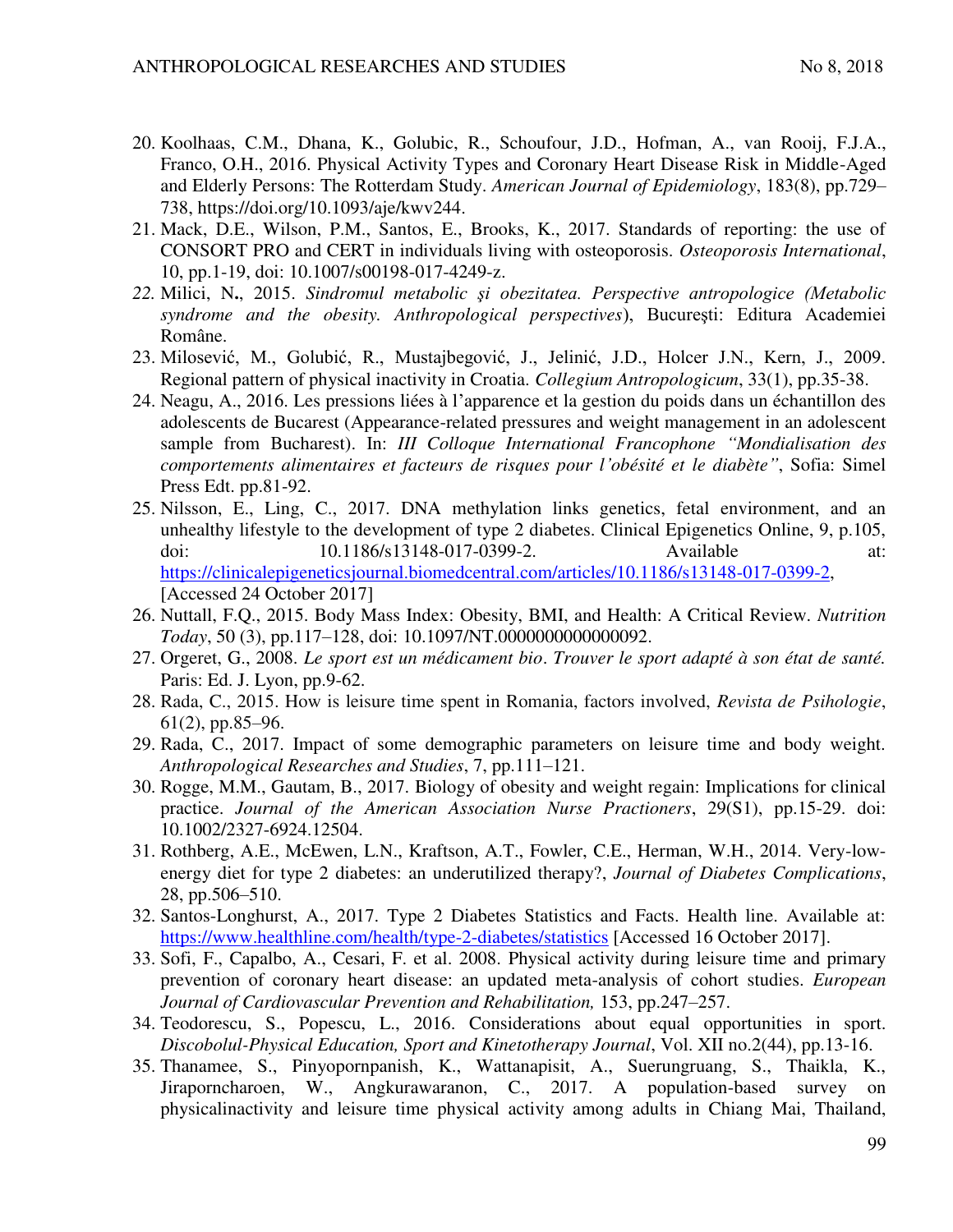20. Koolhaas, C.M., Dhana, K., Golubic, R., Schoufour, J.D., Hofman, A., van Rooij, F.J.A., Franco, O.H., 2016. Physical Activity Types and Coronary Heart Disease Risk in Middle-Aged and Elderly Persons: The Rotterdam Study. *American Journal of Epidemiology*, 183(8), pp.729–738, https://doi.org/10.1093/aje/kwv244.
21. Mack, D.E., Wilson, P.M., Santos, E., Brooks, K., 2017. Standards of reporting: the use of CONSORT PRO and CERT in individuals living with osteoporosis. *Osteoporosis International*, 10, pp.1-19, doi: 10.1007/s00198-017-4249-z.
22. Milici, N**.**, 2015. *Sindromul metabolic şi obezitatea. Perspective antropologice (Metabolic syndrome and the obesity. Anthropological perspectives*), Bucureşti: Editura Academiei Române.
23. Milosević, M., Golubić, R., Mustajbegović, J., Jelinić, J.D., Holcer J.N., Kern, J., 2009. Regional pattern of physical inactivity in Croatia. *Collegium Antropologicum*, 33(1), pp.35-38.
24. Neagu, A., 2016. Les pressions liées à l'apparence et la gestion du poids dans un échantillon des adolescents de Bucarest (Appearance-related pressures and weight management in an adolescent sample from Bucharest). In: *III Colloque International Francophone "Mondialisation des comportements alimentaires et facteurs de risques pour l'obésité et le diabète"*, Sofia: Simel Press Edt. pp.81-92.
25. Nilsson, E., Ling, C., 2017. DNA methylation links genetics, fetal environment, and an unhealthy lifestyle to the development of type 2 diabetes. Clinical Epigenetics Online, 9, p.105, doi: 10.1186/s13148-017-0399-2. Available at: https://clinicalepigeneticsjournal.biomedcentral.com/articles/10.1186/s13148-017-0399-2, [Accessed 24 October 2017]
26. Nuttall, F.Q., 2015. Body Mass Index: Obesity, BMI, and Health: A Critical Review. *Nutrition Today*, 50 (3), pp.117–128, doi: 10.1097/NT.0000000000000092.
27. Orgeret, G., 2008. *Le sport est un médicament bio*. *Trouver le sport adapté à son état de santé.* Paris: Ed. J. Lyon, pp.9-62.
28. Rada, C., 2015. How is leisure time spent in Romania, factors involved, *Revista de Psihologie*, 61(2), pp.85–96.
29. Rada, C., 2017. Impact of some demographic parameters on leisure time and body weight. *Anthropological Researches and Studies*, 7, pp.111–121.
30. Rogge, M.M., Gautam, B., 2017. Biology of obesity and weight regain: Implications for clinical practice. *Journal of the American Association Nurse Practioners*, 29(S1), pp.15-29. doi: 10.1002/2327-6924.12504.
31. Rothberg, A.E., McEwen, L.N., Kraftson, A.T., Fowler, C.E., Herman, W.H., 2014. Very-low-energy diet for type 2 diabetes: an underutilized therapy?, *Journal of Diabetes Complications*, 28, pp.506–510.
32. Santos-Longhurst, A., 2017. Type 2 Diabetes Statistics and Facts. Health line. Available at: https://www.healthline.com/health/type-2-diabetes/statistics [Accessed 16 October 2017].
33. Sofi, F., Capalbo, A., Cesari, F. et al. 2008. Physical activity during leisure time and primary prevention of coronary heart disease: an updated meta-analysis of cohort studies. *European Journal of Cardiovascular Prevention and Rehabilitation,* 153, pp.247–257.
34. Teodorescu, S., Popescu, L., 2016. Considerations about equal opportunities in sport. *Discobolul-Physical Education, Sport and Kinetotherapy Journal*, Vol. XII no.2(44), pp.13-16.
35. Thanamee, S., Pinyopornpanish, K., Wattanapisit, A., Suerungruang, S., Thaikla, K., Jiraporncharoen, W., Angkurawaranon, C., 2017. A population-based survey on physicalinactivity and leisure time physical activity among adults in Chiang Mai, Thailand,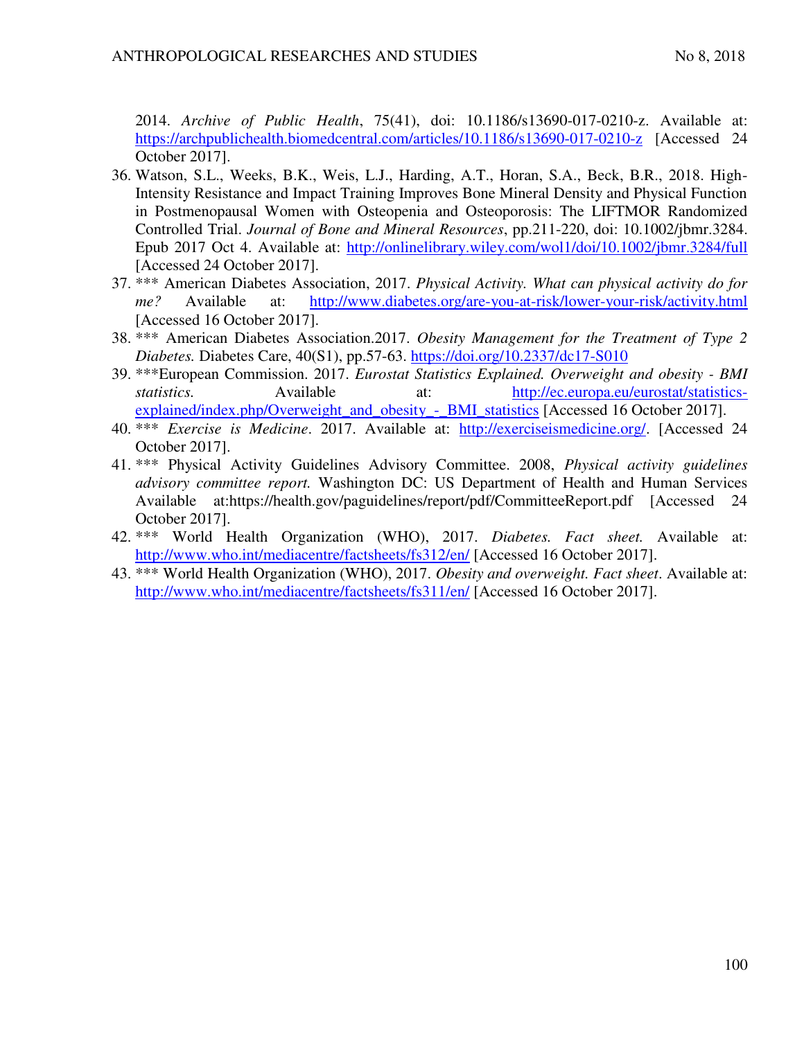2014. *Archive of Public Health*, 75(41), doi: 10.1186/s13690-017-0210-z. Available at: https://archpublichealth.biomedcentral.com/articles/10.1186/s13690-017-0210-z [Accessed 24 October 2017].

36. Watson, S.L., Weeks, B.K., Weis, L.J., Harding, A.T., Horan, S.A., Beck, B.R., 2018. High-Intensity Resistance and Impact Training Improves Bone Mineral Density and Physical Function in Postmenopausal Women with Osteopenia and Osteoporosis: The LIFTMOR Randomized Controlled Trial. *Journal of Bone and Mineral Resources*, pp.211-220, doi: 10.1002/jbmr.3284. Epub 2017 Oct 4. Available at: http://onlinelibrary.wiley.com/wol1/doi/10.1002/jbmr.3284/full [Accessed 24 October 2017].
37. *** American Diabetes Association, 2017. *Physical Activity. What can physical activity do for me?* Available at: http://www.diabetes.org/are-you-at-risk/lower-your-risk/activity.html [Accessed 16 October 2017].
38. *** American Diabetes Association.2017. *Obesity Management for the Treatment of Type 2 Diabetes.* Diabetes Care, 40(S1), pp.57-63. https://doi.org/10.2337/dc17-S010
39. ***European Commission. 2017. *Eurostat Statistics Explained. Overweight and obesity - BMI statistics.* Available at: http://ec.europa.eu/eurostat/statistics-explained/index.php/Overweight_and_obesity_-_BMI_statistics [Accessed 16 October 2017].
40. *** *Exercise is Medicine*. 2017. Available at: http://exerciseismedicine.org/. [Accessed 24 October 2017].
41. *** Physical Activity Guidelines Advisory Committee. 2008, *Physical activity guidelines advisory committee report.* Washington DC: US Department of Health and Human Services Available at:https://health.gov/paguidelines/report/pdf/CommitteeReport.pdf [Accessed 24 October 2017].
42. *** World Health Organization (WHO), 2017. *Diabetes. Fact sheet.* Available at: http://www.who.int/mediacentre/factsheets/fs312/en/ [Accessed 16 October 2017].
43. *** World Health Organization (WHO), 2017. *Obesity and overweight. Fact sheet*. Available at: http://www.who.int/mediacentre/factsheets/fs311/en/ [Accessed 16 October 2017].